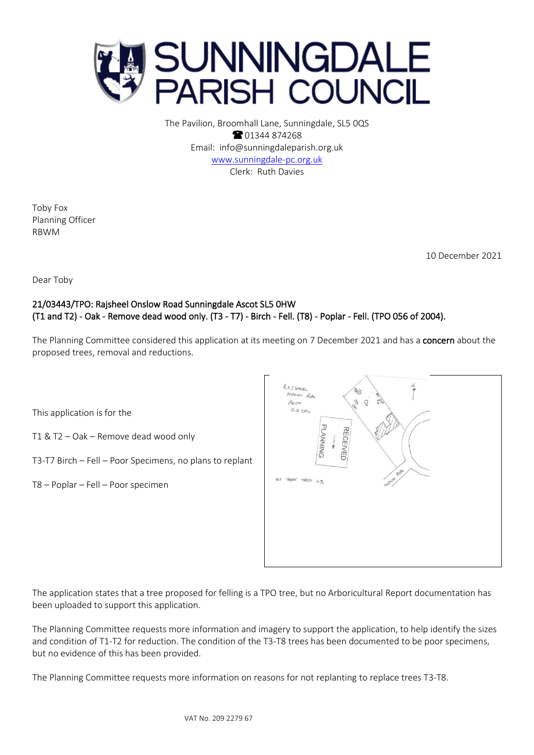# SUNNINGDALE PARISH COUNCIL

The Pavilion, Broomhall Lane, Sunningdale, SL5 0QS
☎ 01344 874268
Email: info@sunningdaleparish.org.uk
www.sunningdale-pc.org.uk
Clerk: Ruth Davies

Toby Fox
Planning Officer
RBWM

10 December 2021

Dear Toby

**21/03443/TPO: Rajsheel Onslow Road Sunningdale Ascot SL5 0HW**
**(T1 and T2) - Oak - Remove dead wood only. (T3 - T7) - Birch - Fell. (T8) - Poplar - Fell. (TPO 056 of 2004).**

The Planning Committee considered this application at its meeting on 7 December 2021 and has a **concern** about the proposed trees, removal and reductions.

This application is for the

T1 & T2 – Oak – Remove dead wood only

T3-T7 Birch – Fell – Poor Specimens, no plans to replant

T8 – Poplar – Fell – Poor specimen

The application states that a tree proposed for felling is a TPO tree, but no Arboricultural Report documentation has been uploaded to support this application.

The Planning Committee requests more information and imagery to support the application, to help identify the sizes and condition of T1-T2 for reduction. The condition of the T3-T8 trees has been documented to be poor specimens, but no evidence of this has been provided.

The Planning Committee requests more information on reasons for not replanting to replace trees T3-T8.

VAT No. 209 2279 67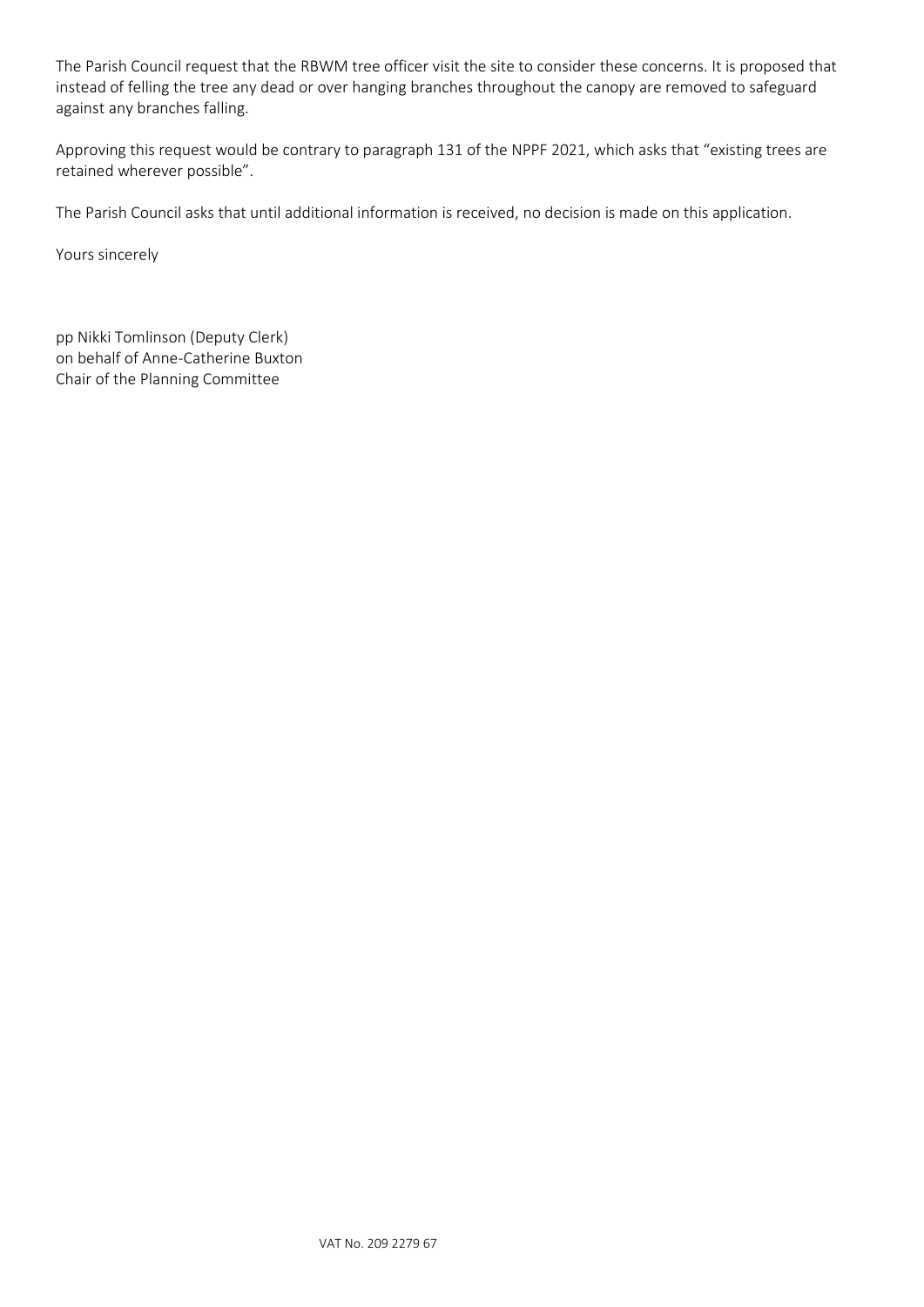The Parish Council request that the RBWM tree officer visit the site to consider these concerns. It is proposed that instead of felling the tree any dead or over hanging branches throughout the canopy are removed to safeguard against any branches falling.

Approving this request would be contrary to paragraph 131 of the NPPF 2021, which asks that "existing trees are retained wherever possible".

The Parish Council asks that until additional information is received, no decision is made on this application.

Yours sincerely

pp Nikki Tomlinson (Deputy Clerk)
on behalf of Anne-Catherine Buxton
Chair of the Planning Committee

VAT No. 209 2279 67